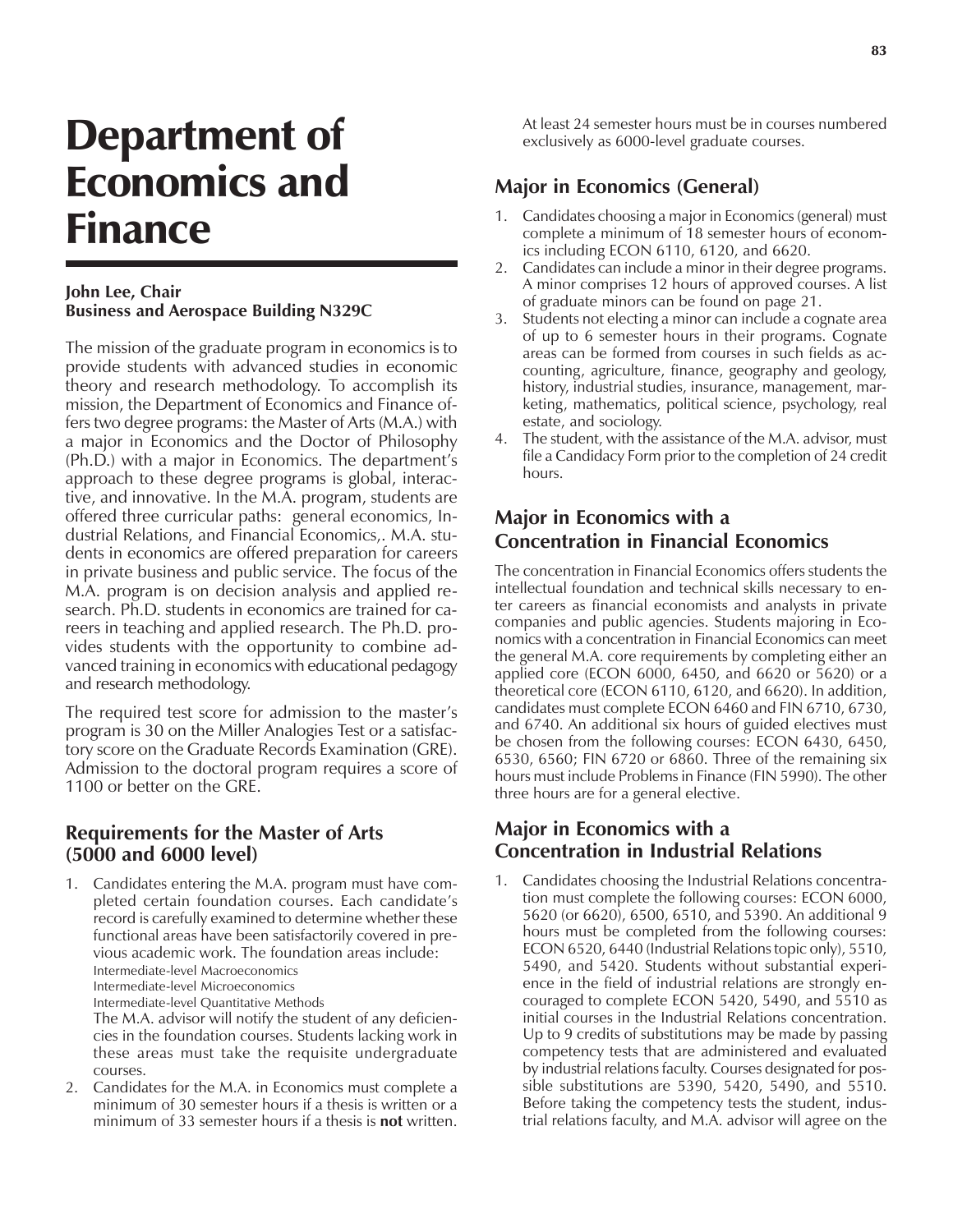# Department of Economics and Finance

**John Lee, Chair**
**Business and Aerospace Building N329C**

The mission of the graduate program in economics is to provide students with advanced studies in economic theory and research methodology. To accomplish its mission, the Department of Economics and Finance offers two degree programs: the Master of Arts (M.A.) with a major in Economics and the Doctor of Philosophy (Ph.D.) with a major in Economics. The department's approach to these degree programs is global, interactive, and innovative. In the M.A. program, students are offered three curricular paths: general economics, Industrial Relations, and Financial Economics,. M.A. students in economics are offered preparation for careers in private business and public service. The focus of the M.A. program is on decision analysis and applied research. Ph.D. students in economics are trained for careers in teaching and applied research. The Ph.D. provides students with the opportunity to combine advanced training in economics with educational pedagogy and research methodology.

The required test score for admission to the master's program is 30 on the Miller Analogies Test or a satisfactory score on the Graduate Records Examination (GRE). Admission to the doctoral program requires a score of 1100 or better on the GRE.

## Requirements for the Master of Arts (5000 and 6000 level)

1. Candidates entering the M.A. program must have completed certain foundation courses. Each candidate's record is carefully examined to determine whether these functional areas have been satisfactorily covered in previous academic work. The foundation areas include:
   Intermediate-level Macroeconomics
   Intermediate-level Microeconomics
   Intermediate-level Quantitative Methods
   The M.A. advisor will notify the student of any deficiencies in the foundation courses. Students lacking work in these areas must take the requisite undergraduate courses.
2. Candidates for the M.A. in Economics must complete a minimum of 30 semester hours if a thesis is written or a minimum of 33 semester hours if a thesis is **not** written. At least 24 semester hours must be in courses numbered exclusively as 6000-level graduate courses.

## Major in Economics (General)

1. Candidates choosing a major in Economics (general) must complete a minimum of 18 semester hours of economics including ECON 6110, 6120, and 6620.
2. Candidates can include a minor in their degree programs. A minor comprises 12 hours of approved courses. A list of graduate minors can be found on page 21.
3. Students not electing a minor can include a cognate area of up to 6 semester hours in their programs. Cognate areas can be formed from courses in such fields as accounting, agriculture, finance, geography and geology, history, industrial studies, insurance, management, marketing, mathematics, political science, psychology, real estate, and sociology.
4. The student, with the assistance of the M.A. advisor, must file a Candidacy Form prior to the completion of 24 credit hours.

## Major in Economics with a Concentration in Financial Economics

The concentration in Financial Economics offers students the intellectual foundation and technical skills necessary to enter careers as financial economists and analysts in private companies and public agencies. Students majoring in Economics with a concentration in Financial Economics can meet the general M.A. core requirements by completing either an applied core (ECON 6000, 6450, and 6620 or 5620) or a theoretical core (ECON 6110, 6120, and 6620). In addition, candidates must complete ECON 6460 and FIN 6710, 6730, and 6740. An additional six hours of guided electives must be chosen from the following courses: ECON 6430, 6450, 6530, 6560; FIN 6720 or 6860. Three of the remaining six hours must include Problems in Finance (FIN 5990). The other three hours are for a general elective.

## Major in Economics with a Concentration in Industrial Relations

1. Candidates choosing the Industrial Relations concentration must complete the following courses: ECON 6000, 5620 (or 6620), 6500, 6510, and 5390. An additional 9 hours must be completed from the following courses: ECON 6520, 6440 (Industrial Relations topic only), 5510, 5490, and 5420. Students without substantial experience in the field of industrial relations are strongly encouraged to complete ECON 5420, 5490, and 5510 as initial courses in the Industrial Relations concentration. Up to 9 credits of substitutions may be made by passing competency tests that are administered and evaluated by industrial relations faculty. Courses designated for possible substitutions are 5390, 5420, 5490, and 5510. Before taking the competency tests the student, industrial relations faculty, and M.A. advisor will agree on the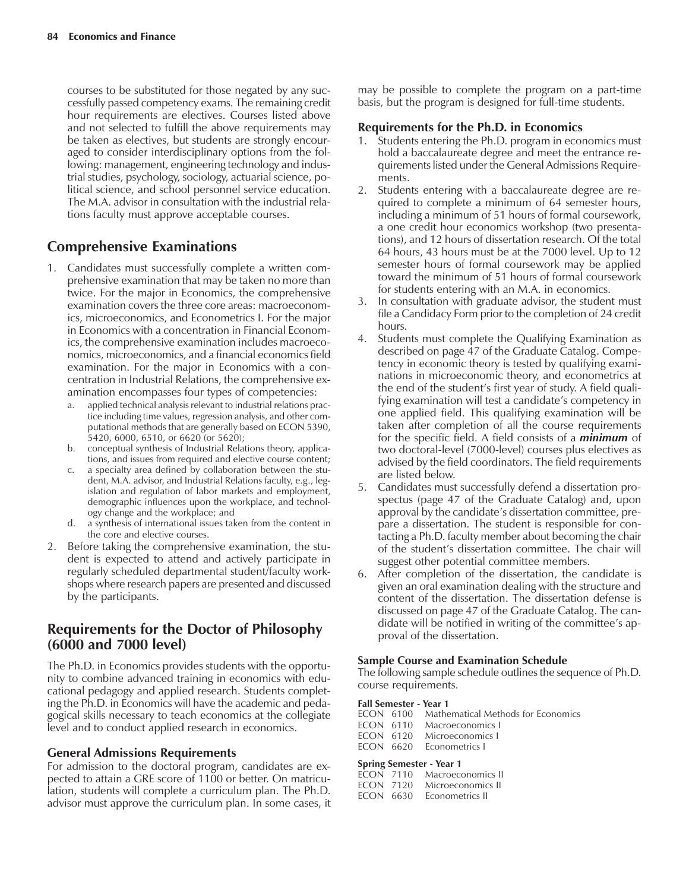courses to be substituted for those negated by any successfully passed competency exams. The remaining credit hour requirements are electives. Courses listed above and not selected to fulfill the above requirements may be taken as electives, but students are strongly encouraged to consider interdisciplinary options from the following: management, engineering technology and industrial studies, psychology, sociology, actuarial science, political science, and school personnel service education. The M.A. advisor in consultation with the industrial relations faculty must approve acceptable courses.

## Comprehensive Examinations

1. Candidates must successfully complete a written comprehensive examination that may be taken no more than twice. For the major in Economics, the comprehensive examination covers the three core areas: macroeconomics, microeconomics, and Econometrics I. For the major in Economics with a concentration in Financial Economics, the comprehensive examination includes macroeconomics, microeconomics, and a financial economics field examination. For the major in Economics with a concentration in Industrial Relations, the comprehensive examination encompasses four types of competencies:
   a. applied technical analysis relevant to industrial relations practice including time values, regression analysis, and other computational methods that are generally based on ECON 5390, 5420, 6000, 6510, or 6620 (or 5620);
   b. conceptual synthesis of Industrial Relations theory, applications, and issues from required and elective course content;
   c. a specialty area defined by collaboration between the student, M.A. advisor, and Industrial Relations faculty, e.g., legislation and regulation of labor markets and employment, demographic influences upon the workplace, and technology change and the workplace; and
   d. a synthesis of international issues taken from the content in the core and elective courses.
2. Before taking the comprehensive examination, the student is expected to attend and actively participate in regularly scheduled departmental student/faculty workshops where research papers are presented and discussed by the participants.

## Requirements for the Doctor of Philosophy (6000 and 7000 level)

The Ph.D. in Economics provides students with the opportunity to combine advanced training in economics with educational pedagogy and applied research. Students completing the Ph.D. in Economics will have the academic and pedagogical skills necessary to teach economics at the collegiate level and to conduct applied research in economics.

### General Admissions Requirements

For admission to the doctoral program, candidates are expected to attain a GRE score of 1100 or better. On matriculation, students will complete a curriculum plan. The Ph.D. advisor must approve the curriculum plan. In some cases, it may be possible to complete the program on a part-time basis, but the program is designed for full-time students.

### Requirements for the Ph.D. in Economics

1. Students entering the Ph.D. program in economics must hold a baccalaureate degree and meet the entrance requirements listed under the General Admissions Requirements.
2. Students entering with a baccalaureate degree are required to complete a minimum of 64 semester hours, including a minimum of 51 hours of formal coursework, a one credit hour economics workshop (two presentations), and 12 hours of dissertation research. Of the total 64 hours, 43 hours must be at the 7000 level. Up to 12 semester hours of formal coursework may be applied toward the minimum of 51 hours of formal coursework for students entering with an M.A. in economics.
3. In consultation with graduate advisor, the student must file a Candidacy Form prior to the completion of 24 credit hours.
4. Students must complete the Qualifying Examination as described on page 47 of the Graduate Catalog. Competency in economic theory is tested by qualifying examinations in microeconomic theory, and econometrics at the end of the student's first year of study. A field qualifying examination will test a candidate's competency in one applied field. This qualifying examination will be taken after completion of all the course requirements for the specific field. A field consists of a ***minimum*** of two doctoral-level (7000-level) courses plus electives as advised by the field coordinators. The field requirements are listed below.
5. Candidates must successfully defend a dissertation prospectus (page 47 of the Graduate Catalog) and, upon approval by the candidate's dissertation committee, prepare a dissertation. The student is responsible for contacting a Ph.D. faculty member about becoming the chair of the student's dissertation committee. The chair will suggest other potential committee members.
6. After completion of the dissertation, the candidate is given an oral examination dealing with the structure and content of the dissertation. The dissertation defense is discussed on page 47 of the Graduate Catalog. The candidate will be notified in writing of the committee's approval of the dissertation.

#### Sample Course and Examination Schedule

The following sample schedule outlines the sequence of Ph.D. course requirements.

**Fall Semester - Year 1**
ECON 6100 Mathematical Methods for Economics
ECON 6110 Macroeconomics I
ECON 6120 Microeconomics I
ECON 6620 Econometrics I

**Spring Semester - Year 1**
ECON 7110 Macroeconomics II
ECON 7120 Microeconomics II
ECON 6630 Econometrics II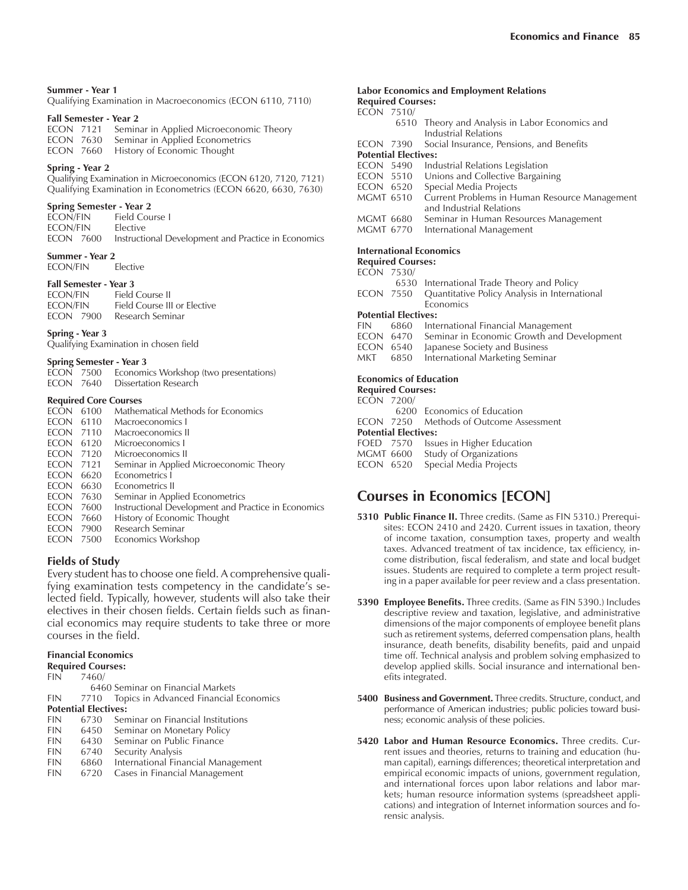**Summer - Year 1**
Qualifying Examination in Macroeconomics (ECON 6110, 7110)

**Fall Semester - Year 2**
ECON 7121 Seminar in Applied Microeconomic Theory
ECON 7630 Seminar in Applied Econometrics
ECON 7660 History of Economic Thought

**Spring - Year 2**
Qualifying Examination in Microeconomics (ECON 6120, 7120, 7121)
Qualifying Examination in Econometrics (ECON 6620, 6630, 7630)

**Spring Semester - Year 2**
ECON/FIN Field Course I
ECON/FIN Elective
ECON 7600 Instructional Development and Practice in Economics

**Summer - Year 2**
ECON/FIN Elective

**Fall Semester - Year 3**
ECON/FIN Field Course II
ECON/FIN Field Course III or Elective
ECON 7900 Research Seminar

**Spring - Year 3**
Qualifying Examination in chosen field

**Spring Semester - Year 3**
ECON 7500 Economics Workshop (two presentations)
ECON 7640 Dissertation Research

**Required Core Courses**
ECON 6100 Mathematical Methods for Economics
ECON 6110 Macroeconomics I
ECON 7110 Macroeconomics II
ECON 6120 Microeconomics I
ECON 7120 Microeconomics II
ECON 7121 Seminar in Applied Microeconomic Theory
ECON 6620 Econometrics I
ECON 6630 Econometrics II
ECON 7630 Seminar in Applied Econometrics
ECON 7600 Instructional Development and Practice in Economics
ECON 7660 History of Economic Thought
ECON 7900 Research Seminar
ECON 7500 Economics Workshop

### Fields of Study

Every student has to choose one field. A comprehensive qualifying examination tests competency in the candidate's selected field. Typically, however, students will also take their electives in their chosen fields. Certain fields such as financial economics may require students to take three or more courses in the field.

**Financial Economics**
**Required Courses:**
FIN 7460/6460 Seminar on Financial Markets
FIN 7710 Topics in Advanced Financial Economics
**Potential Electives:**
FIN 6730 Seminar on Financial Institutions
FIN 6450 Seminar on Monetary Policy
FIN 6430 Seminar on Public Finance
FIN 6740 Security Analysis
FIN 6860 International Financial Management
FIN 6720 Cases in Financial Management

**Labor Economics and Employment Relations**
**Required Courses:**
ECON 7510/6510 Theory and Analysis in Labor Economics and Industrial Relations
ECON 7390 Social Insurance, Pensions, and Benefits
**Potential Electives:**
ECON 5490 Industrial Relations Legislation
ECON 5510 Unions and Collective Bargaining
ECON 6520 Special Media Projects
MGMT 6510 Current Problems in Human Resource Management and Industrial Relations
MGMT 6680 Seminar in Human Resources Management
MGMT 6770 International Management

**International Economics**
**Required Courses:**
ECON 7530/6530 International Trade Theory and Policy
ECON 7550 Quantitative Policy Analysis in International Economics
**Potential Electives:**
FIN 6860 International Financial Management
ECON 6470 Seminar in Economic Growth and Development
ECON 6540 Japanese Society and Business
MKT 6850 International Marketing Seminar

**Economics of Education**
**Required Courses:**
ECON 7200/6200 Economics of Education
ECON 7250 Methods of Outcome Assessment
**Potential Electives:**
FOED 7570 Issues in Higher Education
MGMT 6600 Study of Organizations
ECON 6520 Special Media Projects

## Courses in Economics [ECON]

**5310 Public Finance II.** Three credits. (Same as FIN 5310.) Prerequisites: ECON 2410 and 2420. Current issues in taxation, theory of income taxation, consumption taxes, property and wealth taxes. Advanced treatment of tax incidence, tax efficiency, income distribution, fiscal federalism, and state and local budget issues. Students are required to complete a term project resulting in a paper available for peer review and a class presentation.

**5390 Employee Benefits.** Three credits. (Same as FIN 5390.) Includes descriptive review and taxation, legislative, and administrative dimensions of the major components of employee benefit plans such as retirement systems, deferred compensation plans, health insurance, death benefits, disability benefits, paid and unpaid time off. Technical analysis and problem solving emphasized to develop applied skills. Social insurance and international benefits integrated.

**5400 Business and Government.** Three credits. Structure, conduct, and performance of American industries; public policies toward business; economic analysis of these policies.

**5420 Labor and Human Resource Economics.** Three credits. Current issues and theories, returns to training and education (human capital), earnings differences; theoretical interpretation and empirical economic impacts of unions, government regulation, and international forces upon labor relations and labor markets; human resource information systems (spreadsheet applications) and integration of Internet information sources and forensic analysis.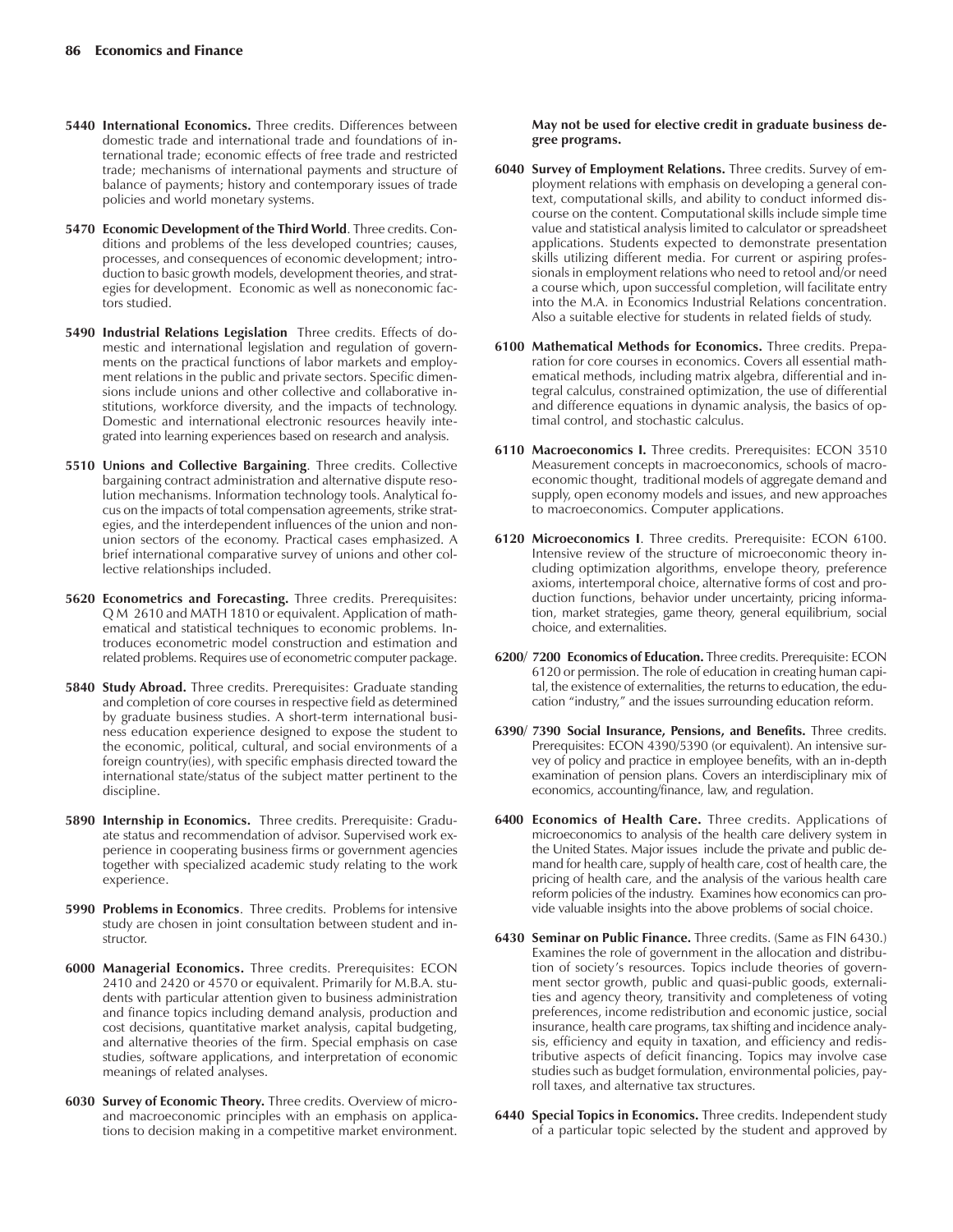**5440 International Economics.** Three credits. Differences between domestic trade and international trade and foundations of international trade; economic effects of free trade and restricted trade; mechanisms of international payments and structure of balance of payments; history and contemporary issues of trade policies and world monetary systems.

**5470 Economic Development of the Third World**. Three credits. Conditions and problems of the less developed countries; causes, processes, and consequences of economic development; introduction to basic growth models, development theories, and strategies for development. Economic as well as noneconomic factors studied.

**5490 Industrial Relations Legislation** Three credits. Effects of domestic and international legislation and regulation of governments on the practical functions of labor markets and employment relations in the public and private sectors. Specific dimensions include unions and other collective and collaborative institutions, workforce diversity, and the impacts of technology. Domestic and international electronic resources heavily integrated into learning experiences based on research and analysis.

**5510 Unions and Collective Bargaining**. Three credits. Collective bargaining contract administration and alternative dispute resolution mechanisms. Information technology tools. Analytical focus on the impacts of total compensation agreements, strike strategies, and the interdependent influences of the union and nonunion sectors of the economy. Practical cases emphasized. A brief international comparative survey of unions and other collective relationships included.

**5620 Econometrics and Forecasting.** Three credits. Prerequisites: Q M 2610 and MATH 1810 or equivalent. Application of mathematical and statistical techniques to economic problems. Introduces econometric model construction and estimation and related problems. Requires use of econometric computer package.

**5840 Study Abroad.** Three credits. Prerequisites: Graduate standing and completion of core courses in respective field as determined by graduate business studies. A short-term international business education experience designed to expose the student to the economic, political, cultural, and social environments of a foreign country(ies), with specific emphasis directed toward the international state/status of the subject matter pertinent to the discipline.

**5890 Internship in Economics.** Three credits. Prerequisite: Graduate status and recommendation of advisor. Supervised work experience in cooperating business firms or government agencies together with specialized academic study relating to the work experience.

**5990 Problems in Economics**. Three credits. Problems for intensive study are chosen in joint consultation between student and instructor.

**6000 Managerial Economics.** Three credits. Prerequisites: ECON 2410 and 2420 or 4570 or equivalent. Primarily for M.B.A. students with particular attention given to business administration and finance topics including demand analysis, production and cost decisions, quantitative market analysis, capital budgeting, and alternative theories of the firm. Special emphasis on case studies, software applications, and interpretation of economic meanings of related analyses.

**6030 Survey of Economic Theory.** Three credits. Overview of micro- and macroeconomic principles with an emphasis on applications to decision making in a competitive market environment. **May not be used for elective credit in graduate business degree programs.**

**6040 Survey of Employment Relations.** Three credits. Survey of employment relations with emphasis on developing a general context, computational skills, and ability to conduct informed discourse on the content. Computational skills include simple time value and statistical analysis limited to calculator or spreadsheet applications. Students expected to demonstrate presentation skills utilizing different media. For current or aspiring professionals in employment relations who need to retool and/or need a course which, upon successful completion, will facilitate entry into the M.A. in Economics Industrial Relations concentration. Also a suitable elective for students in related fields of study.

**6100 Mathematical Methods for Economics.** Three credits. Preparation for core courses in economics. Covers all essential mathematical methods, including matrix algebra, differential and integral calculus, constrained optimization, the use of differential and difference equations in dynamic analysis, the basics of optimal control, and stochastic calculus.

**6110 Macroeconomics I.** Three credits. Prerequisites: ECON 3510 Measurement concepts in macroeconomics, schools of macroeconomic thought, traditional models of aggregate demand and supply, open economy models and issues, and new approaches to macroeconomics. Computer applications.

**6120 Microeconomics I**. Three credits. Prerequisite: ECON 6100. Intensive review of the structure of microeconomic theory including optimization algorithms, envelope theory, preference axioms, intertemporal choice, alternative forms of cost and production functions, behavior under uncertainty, pricing information, market strategies, game theory, general equilibrium, social choice, and externalities.

**6200/ 7200 Economics of Education.** Three credits. Prerequisite: ECON 6120 or permission. The role of education in creating human capital, the existence of externalities, the returns to education, the education "industry," and the issues surrounding education reform.

**6390/ 7390 Social Insurance, Pensions, and Benefits.** Three credits. Prerequisites: ECON 4390/5390 (or equivalent). An intensive survey of policy and practice in employee benefits, with an in-depth examination of pension plans. Covers an interdisciplinary mix of economics, accounting/finance, law, and regulation.

**6400 Economics of Health Care.** Three credits. Applications of microeconomics to analysis of the health care delivery system in the United States. Major issues include the private and public demand for health care, supply of health care, cost of health care, the pricing of health care, and the analysis of the various health care reform policies of the industry. Examines how economics can provide valuable insights into the above problems of social choice.

**6430 Seminar on Public Finance.** Three credits. (Same as FIN 6430.) Examines the role of government in the allocation and distribution of society's resources. Topics include theories of government sector growth, public and quasi-public goods, externalities and agency theory, transitivity and completeness of voting preferences, income redistribution and economic justice, social insurance, health care programs, tax shifting and incidence analysis, efficiency and equity in taxation, and efficiency and redistributive aspects of deficit financing. Topics may involve case studies such as budget formulation, environmental policies, payroll taxes, and alternative tax structures.

**6440 Special Topics in Economics.** Three credits. Independent study of a particular topic selected by the student and approved by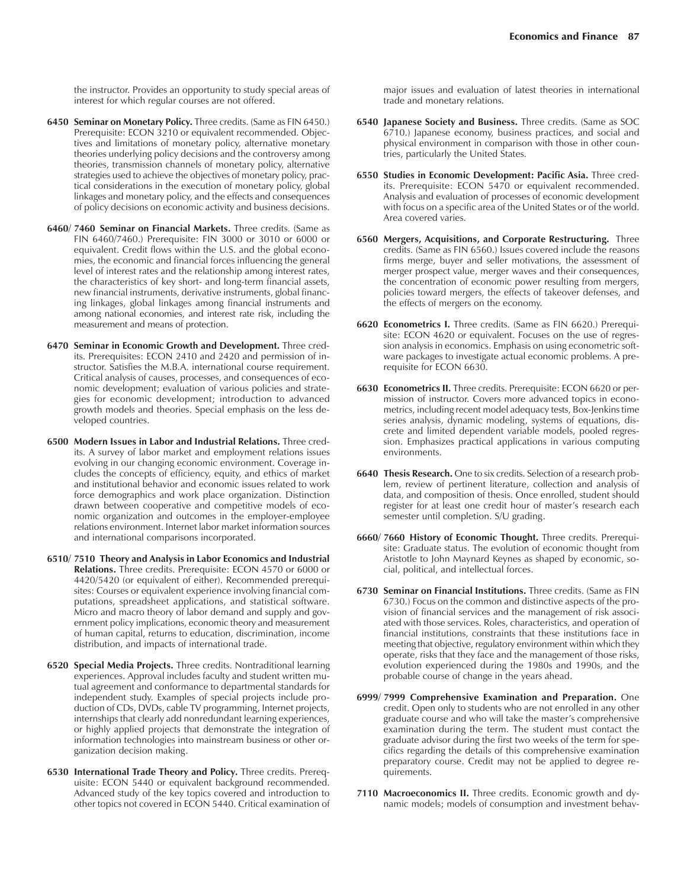the instructor. Provides an opportunity to study special areas of interest for which regular courses are not offered.

**6450 Seminar on Monetary Policy.** Three credits. (Same as FIN 6450.) Prerequisite: ECON 3210 or equivalent recommended. Objectives and limitations of monetary policy, alternative monetary theories underlying policy decisions and the controversy among theories, transmission channels of monetary policy, alternative strategies used to achieve the objectives of monetary policy, practical considerations in the execution of monetary policy, global linkages and monetary policy, and the effects and consequences of policy decisions on economic activity and business decisions.

**6460/ 7460 Seminar on Financial Markets.** Three credits. (Same as FIN 6460/7460.) Prerequisite: FIN 3000 or 3010 or 6000 or equivalent. Credit flows within the U.S. and the global economies, the economic and financial forces influencing the general level of interest rates and the relationship among interest rates, the characteristics of key short- and long-term financial assets, new financial instruments, derivative instruments, global financing linkages, global linkages among financial instruments and among national economies, and interest rate risk, including the measurement and means of protection.

**6470 Seminar in Economic Growth and Development.** Three credits. Prerequisites: ECON 2410 and 2420 and permission of instructor. Satisfies the M.B.A. international course requirement. Critical analysis of causes, processes, and consequences of economic development; evaluation of various policies and strategies for economic development; introduction to advanced growth models and theories. Special emphasis on the less developed countries.

**6500 Modern Issues in Labor and Industrial Relations.** Three credits. A survey of labor market and employment relations issues evolving in our changing economic environment. Coverage includes the concepts of efficiency, equity, and ethics of market and institutional behavior and economic issues related to work force demographics and work place organization. Distinction drawn between cooperative and competitive models of economic organization and outcomes in the employer-employee relations environment. Internet labor market information sources and international comparisons incorporated.

**6510/ 7510 Theory and Analysis in Labor Economics and Industrial Relations.** Three credits. Prerequisite: ECON 4570 or 6000 or 4420/5420 (or equivalent of either). Recommended prerequisites: Courses or equivalent experience involving financial computations, spreadsheet applications, and statistical software. Micro and macro theory of labor demand and supply and government policy implications, economic theory and measurement of human capital, returns to education, discrimination, income distribution, and impacts of international trade.

**6520 Special Media Projects.** Three credits. Nontraditional learning experiences. Approval includes faculty and student written mutual agreement and conformance to departmental standards for independent study. Examples of special projects include production of CDs, DVDs, cable TV programming, Internet projects, internships that clearly add nonredundant learning experiences, or highly applied projects that demonstrate the integration of information technologies into mainstream business or other organization decision making.

**6530 International Trade Theory and Policy.** Three credits. Prerequisite: ECON 5440 or equivalent background recommended. Advanced study of the key topics covered and introduction to other topics not covered in ECON 5440. Critical examination of major issues and evaluation of latest theories in international trade and monetary relations.

**6540 Japanese Society and Business.** Three credits. (Same as SOC 6710.) Japanese economy, business practices, and social and physical environment in comparison with those in other countries, particularly the United States.

**6550 Studies in Economic Development: Pacific Asia.** Three credits. Prerequisite: ECON 5470 or equivalent recommended. Analysis and evaluation of processes of economic development with focus on a specific area of the United States or of the world. Area covered varies.

**6560 Mergers, Acquisitions, and Corporate Restructuring.** Three credits. (Same as FIN 6560.) Issues covered include the reasons firms merge, buyer and seller motivations, the assessment of merger prospect value, merger waves and their consequences, the concentration of economic power resulting from mergers, policies toward mergers, the effects of takeover defenses, and the effects of mergers on the economy.

**6620 Econometrics I.** Three credits. (Same as FIN 6620.) Prerequisite: ECON 4620 or equivalent. Focuses on the use of regression analysis in economics. Emphasis on using econometric software packages to investigate actual economic problems. A prerequisite for ECON 6630.

**6630 Econometrics II.** Three credits. Prerequisite: ECON 6620 or permission of instructor. Covers more advanced topics in econometrics, including recent model adequacy tests, Box-Jenkins time series analysis, dynamic modeling, systems of equations, discrete and limited dependent variable models, pooled regression. Emphasizes practical applications in various computing environments.

**6640 Thesis Research.** One to six credits. Selection of a research problem, review of pertinent literature, collection and analysis of data, and composition of thesis. Once enrolled, student should register for at least one credit hour of master's research each semester until completion. S/U grading.

**6660/ 7660 History of Economic Thought.** Three credits. Prerequisite: Graduate status. The evolution of economic thought from Aristotle to John Maynard Keynes as shaped by economic, social, political, and intellectual forces.

**6730 Seminar on Financial Institutions.** Three credits. (Same as FIN 6730.) Focus on the common and distinctive aspects of the provision of financial services and the management of risk associated with those services. Roles, characteristics, and operation of financial institutions, constraints that these institutions face in meeting that objective, regulatory environment within which they operate, risks that they face and the management of those risks, evolution experienced during the 1980s and 1990s, and the probable course of change in the years ahead.

**6999/ 7999 Comprehensive Examination and Preparation.** One credit. Open only to students who are not enrolled in any other graduate course and who will take the master's comprehensive examination during the term. The student must contact the graduate advisor during the first two weeks of the term for specifics regarding the details of this comprehensive examination preparatory course. Credit may not be applied to degree requirements.

**7110 Macroeconomics II.** Three credits. Economic growth and dynamic models; models of consumption and investment behav-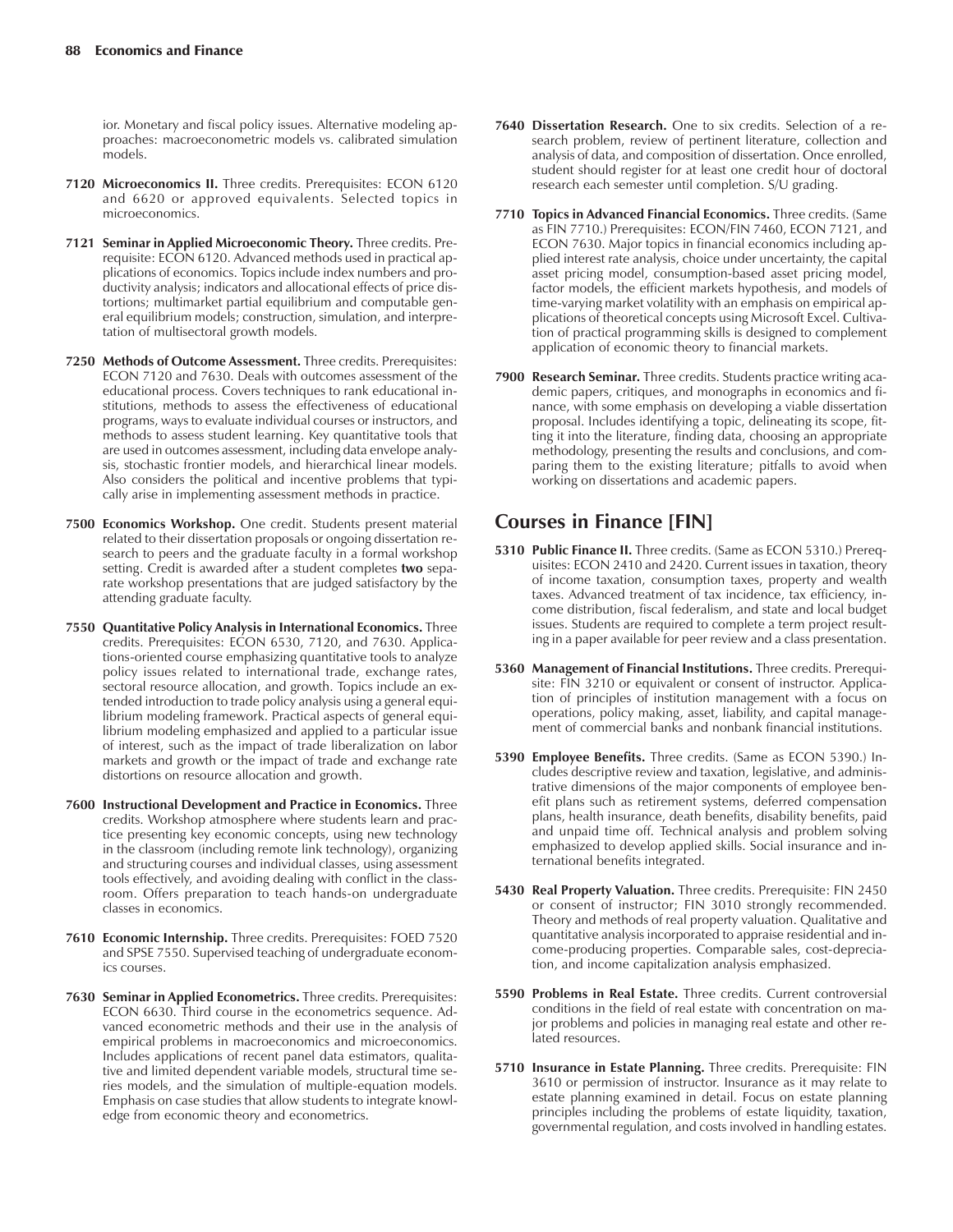ior. Monetary and fiscal policy issues. Alternative modeling approaches: macroeconometric models vs. calibrated simulation models.

**7120 Microeconomics II.** Three credits. Prerequisites: ECON 6120 and 6620 or approved equivalents. Selected topics in microeconomics.

**7121 Seminar in Applied Microeconomic Theory.** Three credits. Prerequisite: ECON 6120. Advanced methods used in practical applications of economics. Topics include index numbers and productivity analysis; indicators and allocational effects of price distortions; multimarket partial equilibrium and computable general equilibrium models; construction, simulation, and interpretation of multisectoral growth models.

**7250 Methods of Outcome Assessment.** Three credits. Prerequisites: ECON 7120 and 7630. Deals with outcomes assessment of the educational process. Covers techniques to rank educational institutions, methods to assess the effectiveness of educational programs, ways to evaluate individual courses or instructors, and methods to assess student learning. Key quantitative tools that are used in outcomes assessment, including data envelope analysis, stochastic frontier models, and hierarchical linear models. Also considers the political and incentive problems that typically arise in implementing assessment methods in practice.

**7500 Economics Workshop.** One credit. Students present material related to their dissertation proposals or ongoing dissertation research to peers and the graduate faculty in a formal workshop setting. Credit is awarded after a student completes **two** separate workshop presentations that are judged satisfactory by the attending graduate faculty.

**7550 Quantitative Policy Analysis in International Economics.** Three credits. Prerequisites: ECON 6530, 7120, and 7630. Applications-oriented course emphasizing quantitative tools to analyze policy issues related to international trade, exchange rates, sectoral resource allocation, and growth. Topics include an extended introduction to trade policy analysis using a general equilibrium modeling framework. Practical aspects of general equilibrium modeling emphasized and applied to a particular issue of interest, such as the impact of trade liberalization on labor markets and growth or the impact of trade and exchange rate distortions on resource allocation and growth.

**7600 Instructional Development and Practice in Economics.** Three credits. Workshop atmosphere where students learn and practice presenting key economic concepts, using new technology in the classroom (including remote link technology), organizing and structuring courses and individual classes, using assessment tools effectively, and avoiding dealing with conflict in the classroom. Offers preparation to teach hands-on undergraduate classes in economics.

**7610 Economic Internship.** Three credits. Prerequisites: FOED 7520 and SPSE 7550. Supervised teaching of undergraduate economics courses.

**7630 Seminar in Applied Econometrics.** Three credits. Prerequisites: ECON 6630. Third course in the econometrics sequence. Advanced econometric methods and their use in the analysis of empirical problems in macroeconomics and microeconomics. Includes applications of recent panel data estimators, qualitative and limited dependent variable models, structural time series models, and the simulation of multiple-equation models. Emphasis on case studies that allow students to integrate knowledge from economic theory and econometrics.

**7640 Dissertation Research.** One to six credits. Selection of a research problem, review of pertinent literature, collection and analysis of data, and composition of dissertation. Once enrolled, student should register for at least one credit hour of doctoral research each semester until completion. S/U grading.

**7710 Topics in Advanced Financial Economics.** Three credits. (Same as FIN 7710.) Prerequisites: ECON/FIN 7460, ECON 7121, and ECON 7630. Major topics in financial economics including applied interest rate analysis, choice under uncertainty, the capital asset pricing model, consumption-based asset pricing model, factor models, the efficient markets hypothesis, and models of time-varying market volatility with an emphasis on empirical applications of theoretical concepts using Microsoft Excel. Cultivation of practical programming skills is designed to complement application of economic theory to financial markets.

**7900 Research Seminar.** Three credits. Students practice writing academic papers, critiques, and monographs in economics and finance, with some emphasis on developing a viable dissertation proposal. Includes identifying a topic, delineating its scope, fitting it into the literature, finding data, choosing an appropriate methodology, presenting the results and conclusions, and comparing them to the existing literature; pitfalls to avoid when working on dissertations and academic papers.

## Courses in Finance [FIN]

**5310 Public Finance II.** Three credits. (Same as ECON 5310.) Prerequisites: ECON 2410 and 2420. Current issues in taxation, theory of income taxation, consumption taxes, property and wealth taxes. Advanced treatment of tax incidence, tax efficiency, income distribution, fiscal federalism, and state and local budget issues. Students are required to complete a term project resulting in a paper available for peer review and a class presentation.

**5360 Management of Financial Institutions.** Three credits. Prerequisite: FIN 3210 or equivalent or consent of instructor. Application of principles of institution management with a focus on operations, policy making, asset, liability, and capital management of commercial banks and nonbank financial institutions.

**5390 Employee Benefits.** Three credits. (Same as ECON 5390.) Includes descriptive review and taxation, legislative, and administrative dimensions of the major components of employee benefit plans such as retirement systems, deferred compensation plans, health insurance, death benefits, disability benefits, paid and unpaid time off. Technical analysis and problem solving emphasized to develop applied skills. Social insurance and international benefits integrated.

**5430 Real Property Valuation.** Three credits. Prerequisite: FIN 2450 or consent of instructor; FIN 3010 strongly recommended. Theory and methods of real property valuation. Qualitative and quantitative analysis incorporated to appraise residential and income-producing properties. Comparable sales, cost-depreciation, and income capitalization analysis emphasized.

**5590 Problems in Real Estate.** Three credits. Current controversial conditions in the field of real estate with concentration on major problems and policies in managing real estate and other related resources.

**5710 Insurance in Estate Planning.** Three credits. Prerequisite: FIN 3610 or permission of instructor. Insurance as it may relate to estate planning examined in detail. Focus on estate planning principles including the problems of estate liquidity, taxation, governmental regulation, and costs involved in handling estates.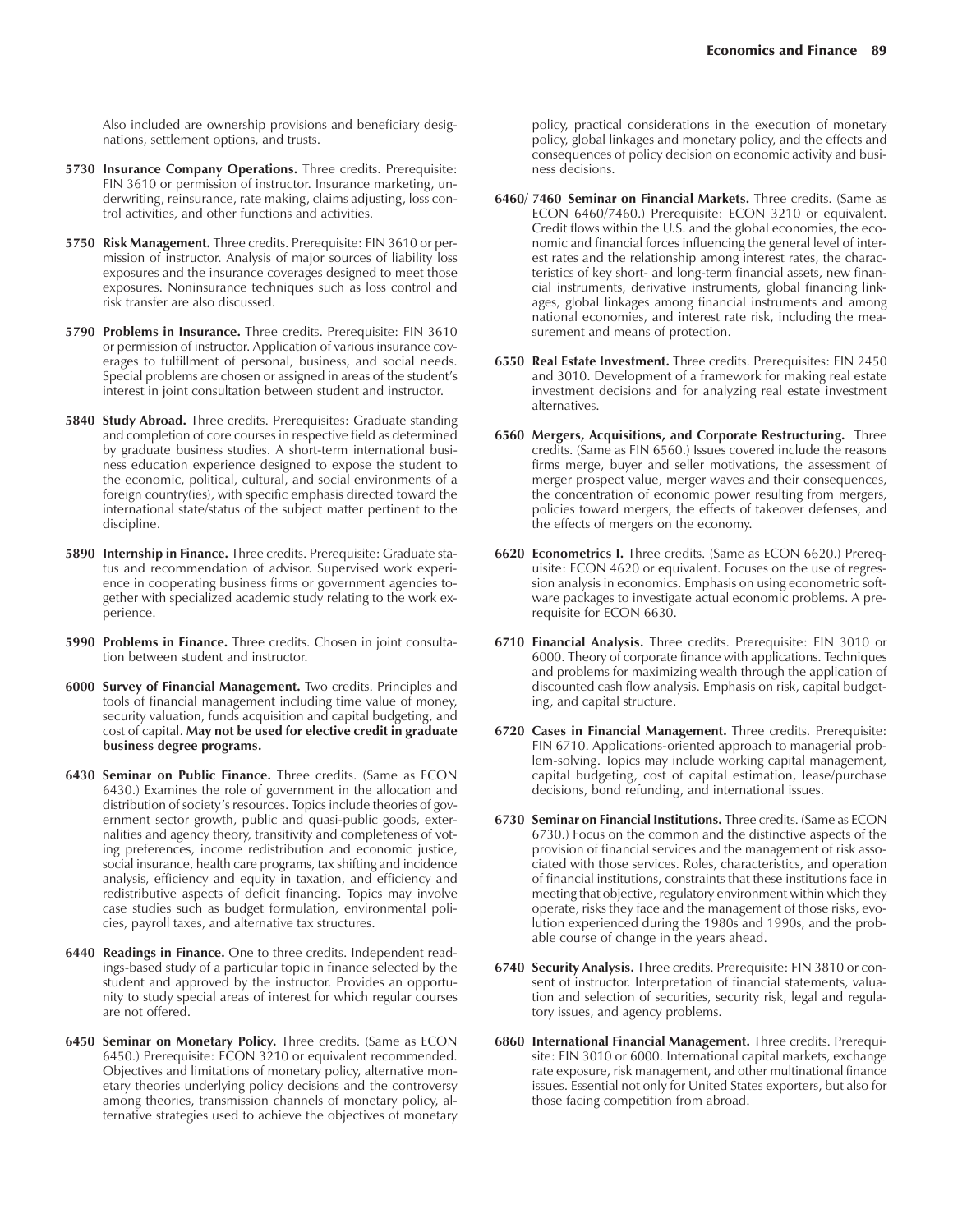Also included are ownership provisions and beneficiary designations, settlement options, and trusts.

**5730 Insurance Company Operations.** Three credits. Prerequisite: FIN 3610 or permission of instructor. Insurance marketing, underwriting, reinsurance, rate making, claims adjusting, loss control activities, and other functions and activities.

**5750 Risk Management.** Three credits. Prerequisite: FIN 3610 or permission of instructor. Analysis of major sources of liability loss exposures and the insurance coverages designed to meet those exposures. Noninsurance techniques such as loss control and risk transfer are also discussed.

**5790 Problems in Insurance.** Three credits. Prerequisite: FIN 3610 or permission of instructor. Application of various insurance coverages to fulfillment of personal, business, and social needs. Special problems are chosen or assigned in areas of the student's interest in joint consultation between student and instructor.

**5840 Study Abroad.** Three credits. Prerequisites: Graduate standing and completion of core courses in respective field as determined by graduate business studies. A short-term international business education experience designed to expose the student to the economic, political, cultural, and social environments of a foreign country(ies), with specific emphasis directed toward the international state/status of the subject matter pertinent to the discipline.

**5890 Internship in Finance.** Three credits. Prerequisite: Graduate status and recommendation of advisor. Supervised work experience in cooperating business firms or government agencies together with specialized academic study relating to the work experience.

**5990 Problems in Finance.** Three credits. Chosen in joint consultation between student and instructor.

**6000 Survey of Financial Management.** Two credits. Principles and tools of financial management including time value of money, security valuation, funds acquisition and capital budgeting, and cost of capital. **May not be used for elective credit in graduate business degree programs.**

**6430 Seminar on Public Finance.** Three credits. (Same as ECON 6430.) Examines the role of government in the allocation and distribution of society's resources. Topics include theories of government sector growth, public and quasi-public goods, externalities and agency theory, transitivity and completeness of voting preferences, income redistribution and economic justice, social insurance, health care programs, tax shifting and incidence analysis, efficiency and equity in taxation, and efficiency and redistributive aspects of deficit financing. Topics may involve case studies such as budget formulation, environmental policies, payroll taxes, and alternative tax structures.

**6440 Readings in Finance.** One to three credits. Independent readings-based study of a particular topic in finance selected by the student and approved by the instructor. Provides an opportunity to study special areas of interest for which regular courses are not offered.

**6450 Seminar on Monetary Policy.** Three credits. (Same as ECON 6450.) Prerequisite: ECON 3210 or equivalent recommended. Objectives and limitations of monetary policy, alternative monetary theories underlying policy decisions and the controversy among theories, transmission channels of monetary policy, alternative strategies used to achieve the objectives of monetary policy, practical considerations in the execution of monetary policy, global linkages and monetary policy, and the effects and consequences of policy decision on economic activity and business decisions.

**6460/ 7460 Seminar on Financial Markets.** Three credits. (Same as ECON 6460/7460.) Prerequisite: ECON 3210 or equivalent. Credit flows within the U.S. and the global economies, the economic and financial forces influencing the general level of interest rates and the relationship among interest rates, the characteristics of key short- and long-term financial assets, new financial instruments, derivative instruments, global financing linkages, global linkages among financial instruments and among national economies, and interest rate risk, including the measurement and means of protection.

**6550 Real Estate Investment.** Three credits. Prerequisites: FIN 2450 and 3010. Development of a framework for making real estate investment decisions and for analyzing real estate investment alternatives.

**6560 Mergers, Acquisitions, and Corporate Restructuring.** Three credits. (Same as FIN 6560.) Issues covered include the reasons firms merge, buyer and seller motivations, the assessment of merger prospect value, merger waves and their consequences, the concentration of economic power resulting from mergers, policies toward mergers, the effects of takeover defenses, and the effects of mergers on the economy.

**6620 Econometrics I.** Three credits. (Same as ECON 6620.) Prerequisite: ECON 4620 or equivalent. Focuses on the use of regression analysis in economics. Emphasis on using econometric software packages to investigate actual economic problems. A prerequisite for ECON 6630.

**6710 Financial Analysis.** Three credits. Prerequisite: FIN 3010 or 6000. Theory of corporate finance with applications. Techniques and problems for maximizing wealth through the application of discounted cash flow analysis. Emphasis on risk, capital budgeting, and capital structure.

**6720 Cases in Financial Management.** Three credits. Prerequisite: FIN 6710. Applications-oriented approach to managerial problem-solving. Topics may include working capital management, capital budgeting, cost of capital estimation, lease/purchase decisions, bond refunding, and international issues.

**6730 Seminar on Financial Institutions.** Three credits. (Same as ECON 6730.) Focus on the common and the distinctive aspects of the provision of financial services and the management of risk associated with those services. Roles, characteristics, and operation of financial institutions, constraints that these institutions face in meeting that objective, regulatory environment within which they operate, risks they face and the management of those risks, evolution experienced during the 1980s and 1990s, and the probable course of change in the years ahead.

**6740 Security Analysis.** Three credits. Prerequisite: FIN 3810 or consent of instructor. Interpretation of financial statements, valuation and selection of securities, security risk, legal and regulatory issues, and agency problems.

**6860 International Financial Management.** Three credits. Prerequisite: FIN 3010 or 6000. International capital markets, exchange rate exposure, risk management, and other multinational finance issues. Essential not only for United States exporters, but also for those facing competition from abroad.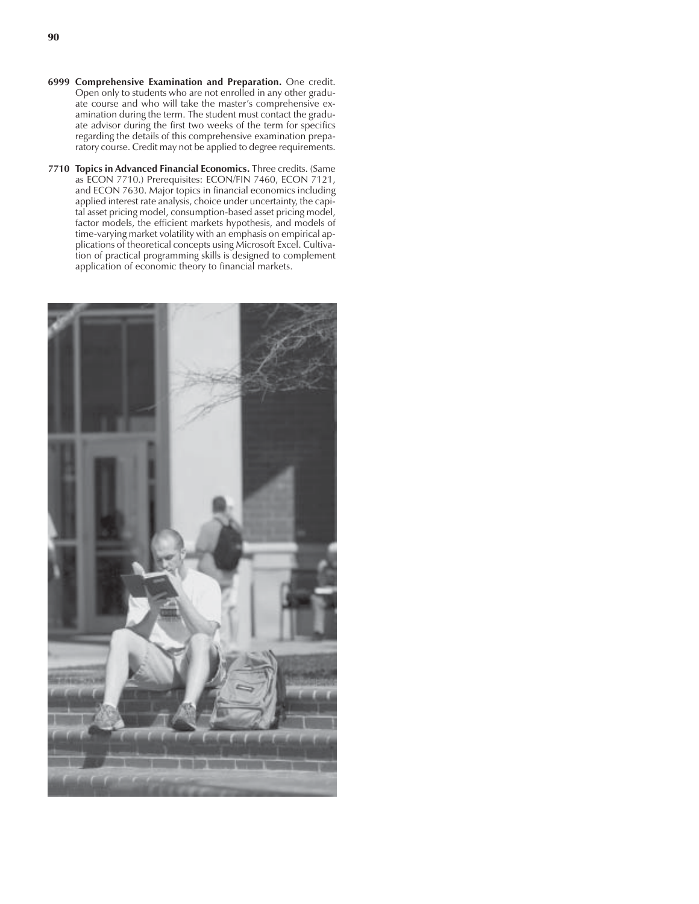**6999 Comprehensive Examination and Preparation.** One credit. Open only to students who are not enrolled in any other graduate course and who will take the master's comprehensive examination during the term. The student must contact the graduate advisor during the first two weeks of the term for specifics regarding the details of this comprehensive examination preparatory course. Credit may not be applied to degree requirements.

**7710 Topics in Advanced Financial Economics.** Three credits. (Same as ECON 7710.) Prerequisites: ECON/FIN 7460, ECON 7121, and ECON 7630. Major topics in financial economics including applied interest rate analysis, choice under uncertainty, the capital asset pricing model, consumption-based asset pricing model, factor models, the efficient markets hypothesis, and models of time-varying market volatility with an emphasis on empirical applications of theoretical concepts using Microsoft Excel. Cultivation of practical programming skills is designed to complement application of economic theory to financial markets.